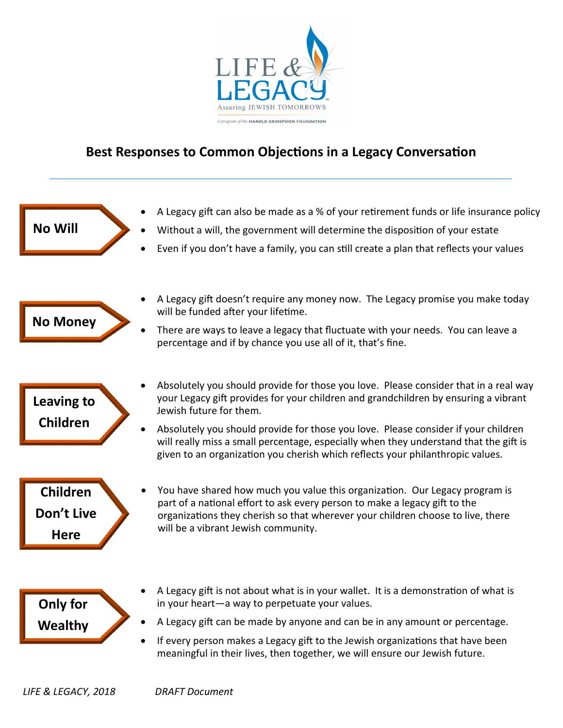LIFE & LEGACY

Assuring JEWISH TOMORROWS

*A program of the* HAROLD GRINSPOON FOUNDATION

## Best Responses to Common Objections in a Legacy Conversation

---

### No Will

- A Legacy gift can also be made as a % of your retirement funds or life insurance policy
- Without a will, the government will determine the disposition of your estate
- Even if you don't have a family, you can still create a plan that reflects your values

### No Money

- A Legacy gift doesn't require any money now. The Legacy promise you make today will be funded after your lifetime.
- There are ways to leave a legacy that fluctuate with your needs. You can leave a percentage and if by chance you use all of it, that's fine.

### Leaving to Children

- Absolutely you should provide for those you love. Please consider that in a real way your Legacy gift provides for your children and grandchildren by ensuring a vibrant Jewish future for them.
- Absolutely you should provide for those you love. Please consider if your children will really miss a small percentage, especially when they understand that the gift is given to an organization you cherish which reflects your philanthropic values.

### Children Don't Live Here

- You have shared how much you value this organization. Our Legacy program is part of a national effort to ask every person to make a legacy gift to the organizations they cherish so that wherever your children choose to live, there will be a vibrant Jewish community.

### Only for Wealthy

- A Legacy gift is not about what is in your wallet. It is a demonstration of what is in your heart—a way to perpetuate your values.
- A Legacy gift can be made by anyone and can be in any amount or percentage.
- If every person makes a Legacy gift to the Jewish organizations that have been meaningful in their lives, then together, we will ensure our Jewish future.

*LIFE & LEGACY, 2018* *DRAFT Document*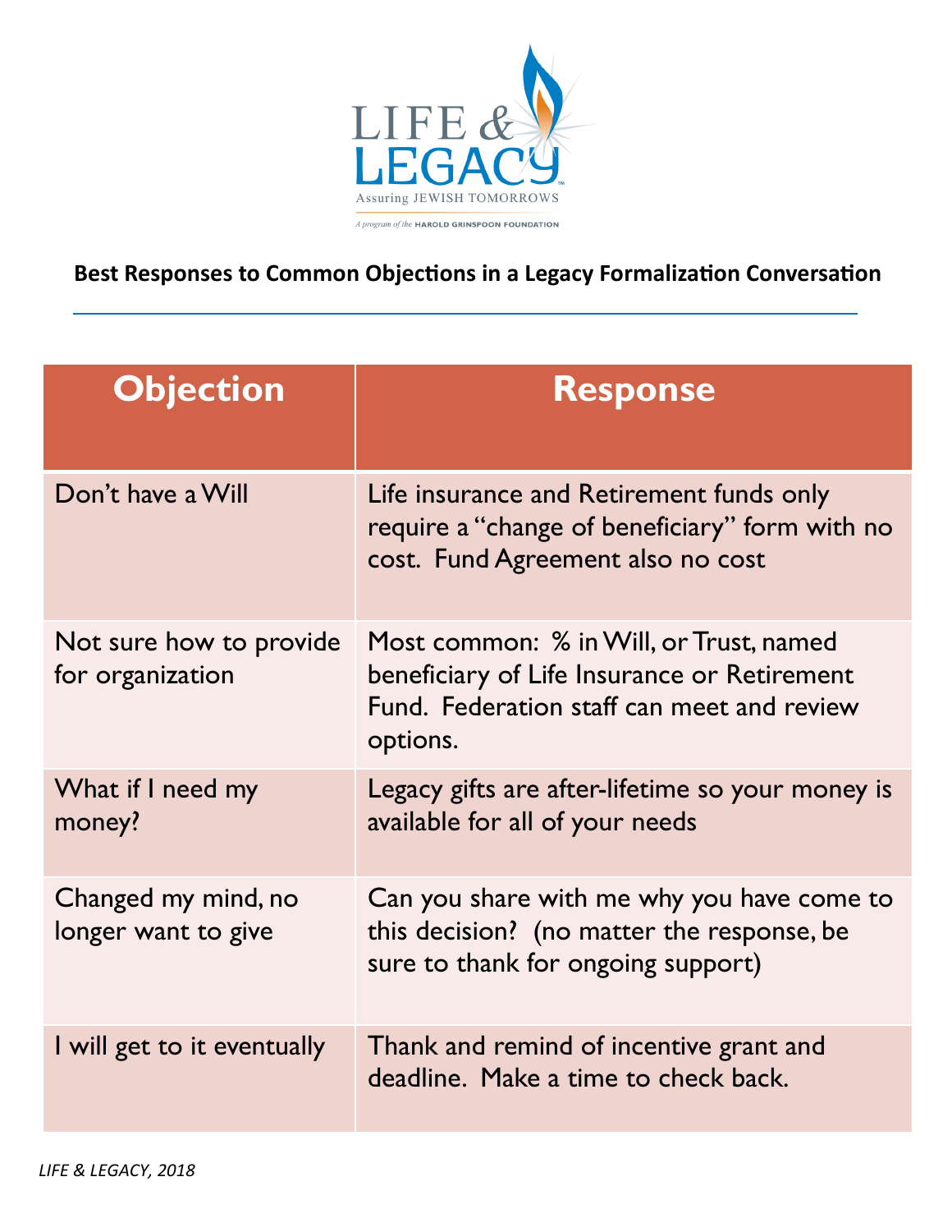LIFE & LEGACY

Assuring JEWISH TOMORROWS

A program of the HAROLD GRINSPOON FOUNDATION

**Best Responses to Common Objections in a Legacy Formalization Conversation**

| Objection | Response |
|---|---|
| Don't have a Will | Life insurance and Retirement funds only require a "change of beneficiary" form with no cost. Fund Agreement also no cost |
| Not sure how to provide for organization | Most common: % in Will, or Trust, named beneficiary of Life Insurance or Retirement Fund. Federation staff can meet and review options. |
| What if I need my money? | Legacy gifts are after-lifetime so your money is available for all of your needs |
| Changed my mind, no longer want to give | Can you share with me why you have come to this decision? (no matter the response, be sure to thank for ongoing support) |
| I will get to it eventually | Thank and remind of incentive grant and deadline. Make a time to check back. |

*LIFE & LEGACY, 2018*